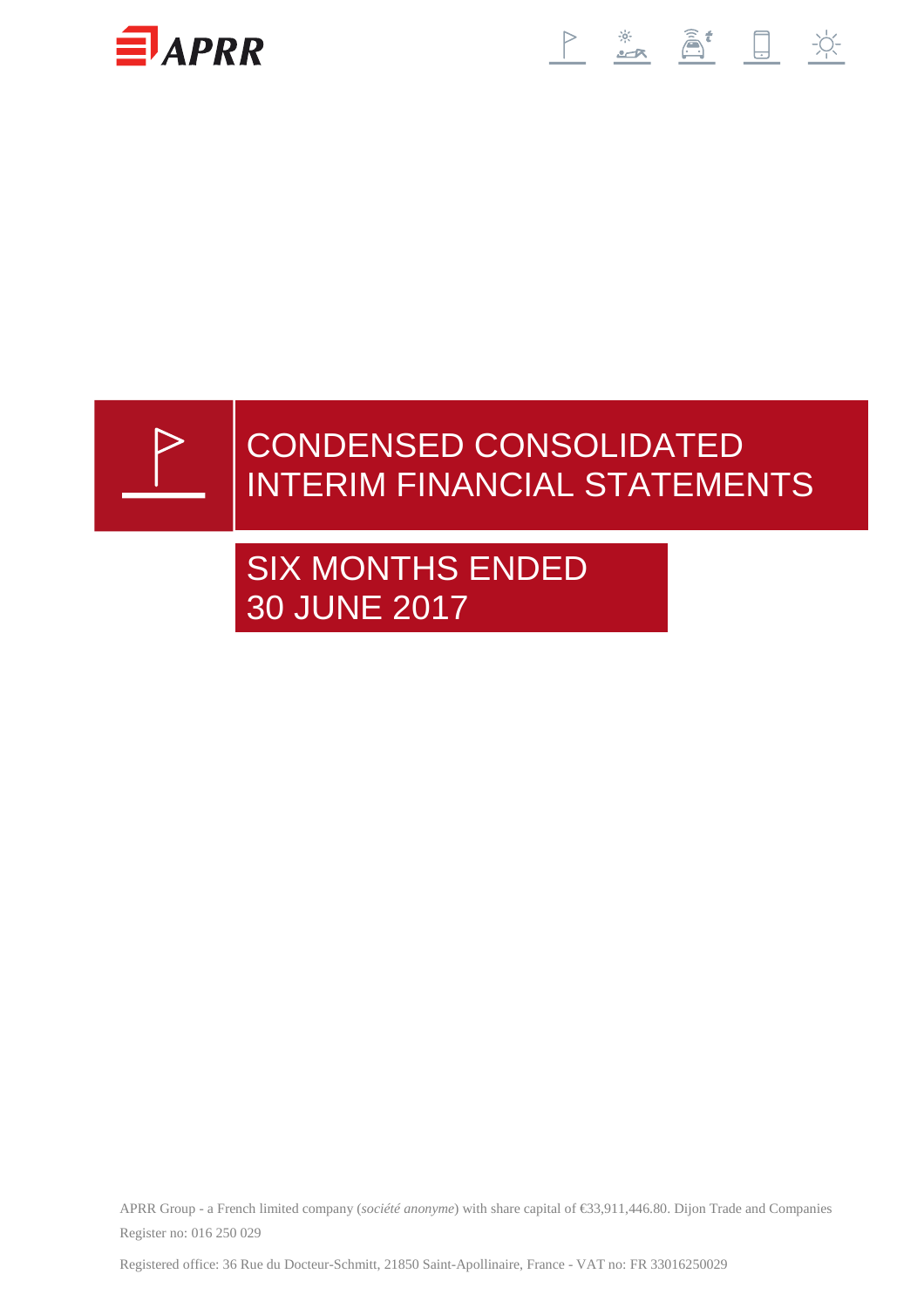# CONDENSED CONSOLIDATED INTERIM FINANCIAL STATEMENTS

## SIX MONTHS ENDED 30 JUNE 2017

APRR Group - a French limited company (*société anonyme*) with share capital of €33,911,446.80. Dijon Trade and Companies Register no: 016 250 029

Registered office: 36 Rue du Docteur-Schmitt, 21850 Saint-Apollinaire, France - VAT no: FR 33016250029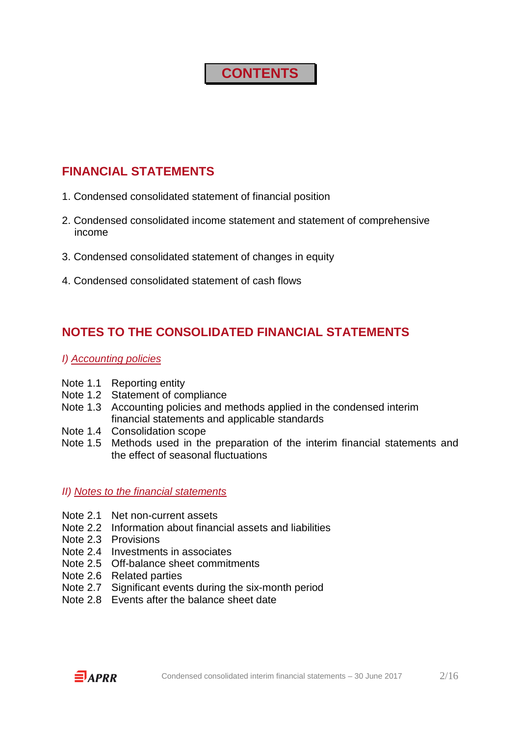# CONTENTS

## FINANCIAL STATEMENTS

1. Condensed consolidated statement of financial position
2. Condensed consolidated income statement and statement of comprehensive income
3. Condensed consolidated statement of changes in equity
4. Condensed consolidated statement of cash flows

## NOTES TO THE CONSOLIDATED FINANCIAL STATEMENTS

### *I) Accounting policies*

Note 1.1 Reporting entity
Note 1.2 Statement of compliance
Note 1.3 Accounting policies and methods applied in the condensed interim financial statements and applicable standards
Note 1.4 Consolidation scope
Note 1.5 Methods used in the preparation of the interim financial statements and the effect of seasonal fluctuations

### *II) Notes to the financial statements*

Note 2.1 Net non-current assets
Note 2.2 Information about financial assets and liabilities
Note 2.3 Provisions
Note 2.4 Investments in associates
Note 2.5 Off-balance sheet commitments
Note 2.6 Related parties
Note 2.7 Significant events during the six-month period
Note 2.8 Events after the balance sheet date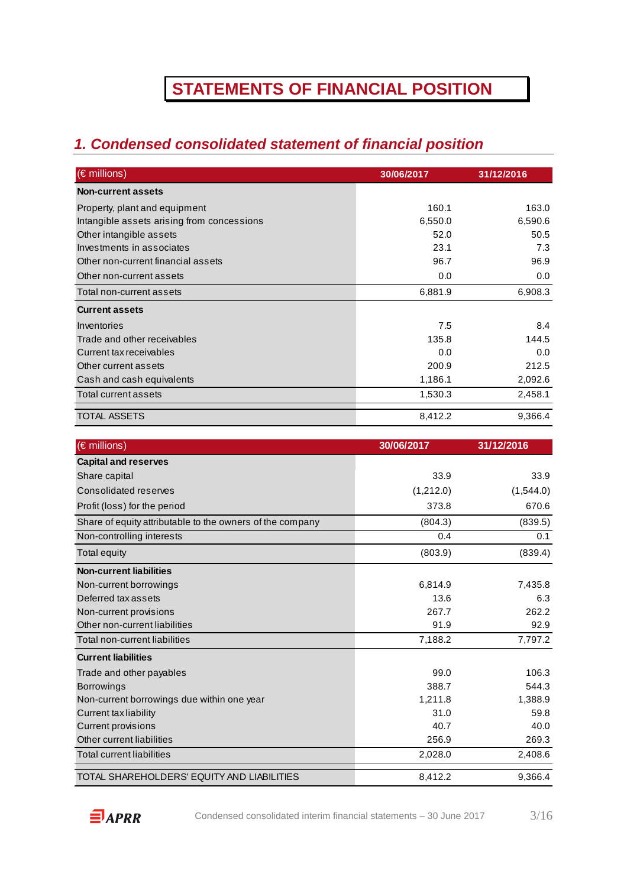# STATEMENTS OF FINANCIAL POSITION

## *1. Condensed consolidated statement of financial position*

| (€ millions) | 30/06/2017 | 31/12/2016 |
|---|---|---|
| **Non-current assets** | | |
| Property, plant and equipment | 160.1 | 163.0 |
| Intangible assets arising from concessions | 6,550.0 | 6,590.6 |
| Other intangible assets | 52.0 | 50.5 |
| Investments in associates | 23.1 | 7.3 |
| Other non-current financial assets | 96.7 | 96.9 |
| Other non-current assets | 0.0 | 0.0 |
| Total non-current assets | 6,881.9 | 6,908.3 |
| **Current assets** | | |
| Inventories | 7.5 | 8.4 |
| Trade and other receivables | 135.8 | 144.5 |
| Current tax receivables | 0.0 | 0.0 |
| Other current assets | 200.9 | 212.5 |
| Cash and cash equivalents | 1,186.1 | 2,092.6 |
| Total current assets | 1,530.3 | 2,458.1 |
| TOTAL ASSETS | 8,412.2 | 9,366.4 |

| (€ millions) | 30/06/2017 | 31/12/2016 |
|---|---|---|
| **Capital and reserves** | | |
| Share capital | 33.9 | 33.9 |
| Consolidated reserves | (1,212.0) | (1,544.0) |
| Profit (loss) for the period | 373.8 | 670.6 |
| Share of equity attributable to the owners of the company | (804.3) | (839.5) |
| Non-controlling interests | 0.4 | 0.1 |
| Total equity | (803.9) | (839.4) |
| **Non-current liabilities** | | |
| Non-current borrowings | 6,814.9 | 7,435.8 |
| Deferred tax assets | 13.6 | 6.3 |
| Non-current provisions | 267.7 | 262.2 |
| Other non-current liabilities | 91.9 | 92.9 |
| Total non-current liabilities | 7,188.2 | 7,797.2 |
| **Current liabilities** | | |
| Trade and other payables | 99.0 | 106.3 |
| Borrowings | 388.7 | 544.3 |
| Non-current borrowings due within one year | 1,211.8 | 1,388.9 |
| Current tax liability | 31.0 | 59.8 |
| Current provisions | 40.7 | 40.0 |
| Other current liabilities | 256.9 | 269.3 |
| Total current liabilities | 2,028.0 | 2,408.6 |
| TOTAL SHAREHOLDERS' EQUITY AND LIABILITIES | 8,412.2 | 9,366.4 |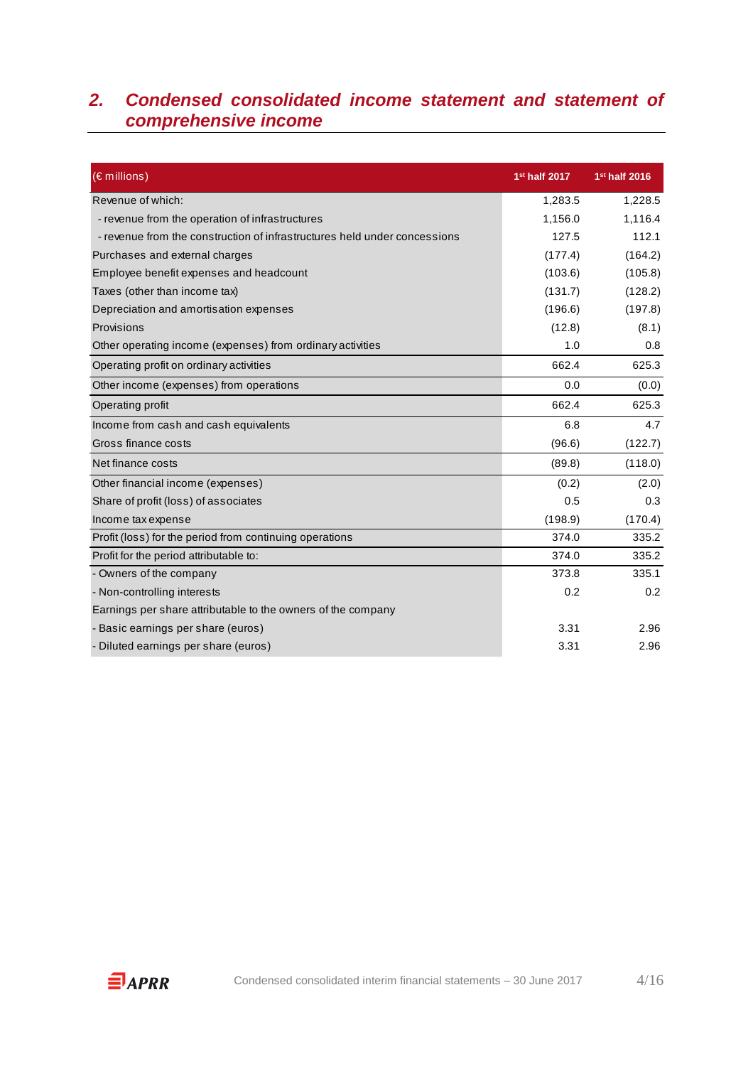## 2. *Condensed consolidated income statement and statement of comprehensive income*

| (€ millions) | 1st half 2017 | 1st half 2016 |
|---|---|---|
| Revenue of which: | 1,283.5 | 1,228.5 |
| - revenue from the operation of infrastructures | 1,156.0 | 1,116.4 |
| - revenue from the construction of infrastructures held under concessions | 127.5 | 112.1 |
| Purchases and external charges | (177.4) | (164.2) |
| Employee benefit expenses and headcount | (103.6) | (105.8) |
| Taxes (other than income tax) | (131.7) | (128.2) |
| Depreciation and amortisation expenses | (196.6) | (197.8) |
| Provisions | (12.8) | (8.1) |
| Other operating income (expenses) from ordinary activities | 1.0 | 0.8 |
| Operating profit on ordinary activities | 662.4 | 625.3 |
| Other income (expenses) from operations | 0.0 | (0.0) |
| Operating profit | 662.4 | 625.3 |
| Income from cash and cash equivalents | 6.8 | 4.7 |
| Gross finance costs | (96.6) | (122.7) |
| Net finance costs | (89.8) | (118.0) |
| Other financial income (expenses) | (0.2) | (2.0) |
| Share of profit (loss) of associates | 0.5 | 0.3 |
| Income tax expense | (198.9) | (170.4) |
| Profit (loss) for the period from continuing operations | 374.0 | 335.2 |
| Profit for the period attributable to: | 374.0 | 335.2 |
| - Owners of the company | 373.8 | 335.1 |
| - Non-controlling interests | 0.2 | 0.2 |
| Earnings per share attributable to the owners of the company | | |
| - Basic earnings per share (euros) | 3.31 | 2.96 |
| - Diluted earnings per share (euros) | 3.31 | 2.96 |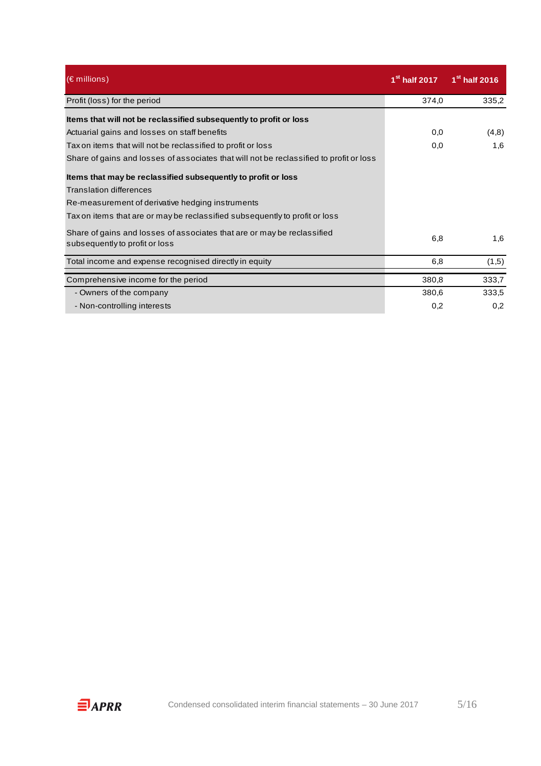| (€ millions) | 1st half 2017 | 1st half 2016 |
| --- | --- | --- |
| Profit (loss) for the period | 374,0 | 335,2 |
| **Items that will not be reclassified subsequently to profit or loss** | | |
| Actuarial gains and losses on staff benefits | 0,0 | (4,8) |
| Tax on items that will not be reclassified to profit or loss | 0,0 | 1,6 |
| Share of gains and losses of associates that will not be reclassified to profit or loss | | |
| **Items that may be reclassified subsequently to profit or loss** | | |
| Translation differences | | |
| Re-measurement of derivative hedging instruments | | |
| Tax on items that are or may be reclassified subsequently to profit or loss | | |
| Share of gains and losses of associates that are or may be reclassified subsequently to profit or loss | 6,8 | 1,6 |
| Total income and expense recognised directly in equity | 6,8 | (1,5) |
| Comprehensive income for the period | 380,8 | 333,7 |
| - Owners of the company | 380,6 | 333,5 |
| - Non-controlling interests | 0,2 | 0,2 |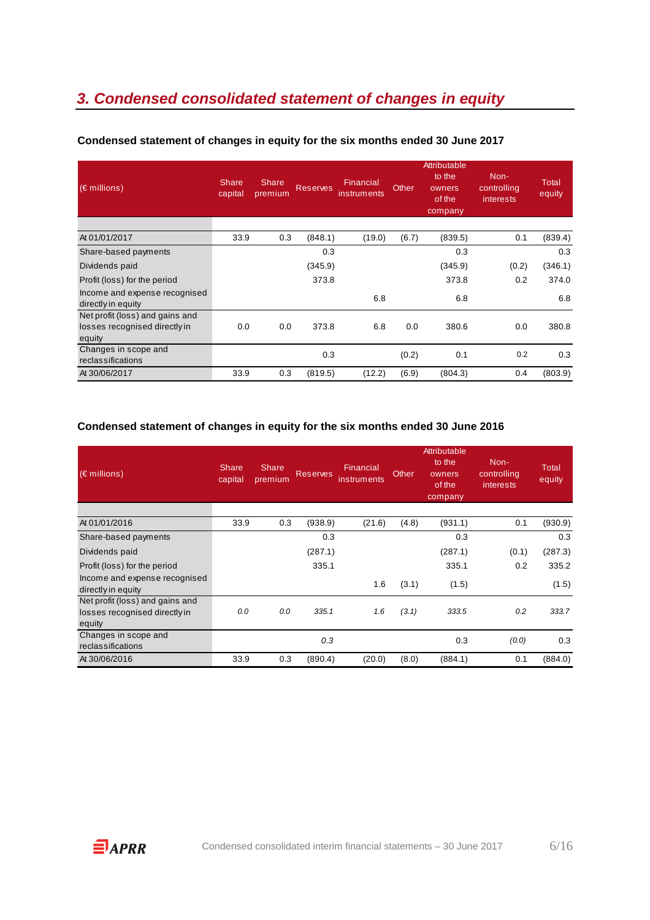## 3. Condensed consolidated statement of changes in equity

### Condensed statement of changes in equity for the six months ended 30 June 2017

| (€ millions) | Share capital | Share premium | Reserves | Financial instruments | Other | Attributable to the owners of the company | Non-controlling interests | Total equity |
|---|---|---|---|---|---|---|---|---|
| At 01/01/2017 | 33.9 | 0.3 | (848.1) | (19.0) | (6.7) | (839.5) | 0.1 | (839.4) |
| Share-based payments | | | 0.3 | | | 0.3 | | 0.3 |
| Dividends paid | | | (345.9) | | | (345.9) | (0.2) | (346.1) |
| Profit (loss) for the period | | | 373.8 | | | 373.8 | 0.2 | 374.0 |
| Income and expense recognised directly in equity | | | | 6.8 | | 6.8 | | 6.8 |
| Net profit (loss) and gains and losses recognised directly in equity | 0.0 | 0.0 | 373.8 | 6.8 | 0.0 | 380.6 | 0.0 | 380.8 |
| Changes in scope and reclassifications | | | 0.3 | | (0.2) | 0.1 | 0.2 | 0.3 |
| At 30/06/2017 | 33.9 | 0.3 | (819.5) | (12.2) | (6.9) | (804.3) | 0.4 | (803.9) |

### Condensed statement of changes in equity for the six months ended 30 June 2016

| (€ millions) | Share capital | Share premium | Reserves | Financial instruments | Other | Attributable to the owners of the company | Non-controlling interests | Total equity |
|---|---|---|---|---|---|---|---|---|
| At 01/01/2016 | 33.9 | 0.3 | (938.9) | (21.6) | (4.8) | (931.1) | 0.1 | (930.9) |
| Share-based payments | | | 0.3 | | | 0.3 | | 0.3 |
| Dividends paid | | | (287.1) | | | (287.1) | (0.1) | (287.3) |
| Profit (loss) for the period | | | 335.1 | | | 335.1 | 0.2 | 335.2 |
| Income and expense recognised directly in equity | | | | 1.6 | (3.1) | (1.5) | | (1.5) |
| Net profit (loss) and gains and losses recognised directly in equity | *0.0* | *0.0* | *335.1* | *1.6* | *(3.1)* | *333.5* | *0.2* | *333.7* |
| Changes in scope and reclassifications | | | *0.3* | | | 0.3 | *(0.0)* | 0.3 |
| At 30/06/2016 | 33.9 | 0.3 | (890.4) | (20.0) | (8.0) | (884.1) | 0.1 | (884.0) |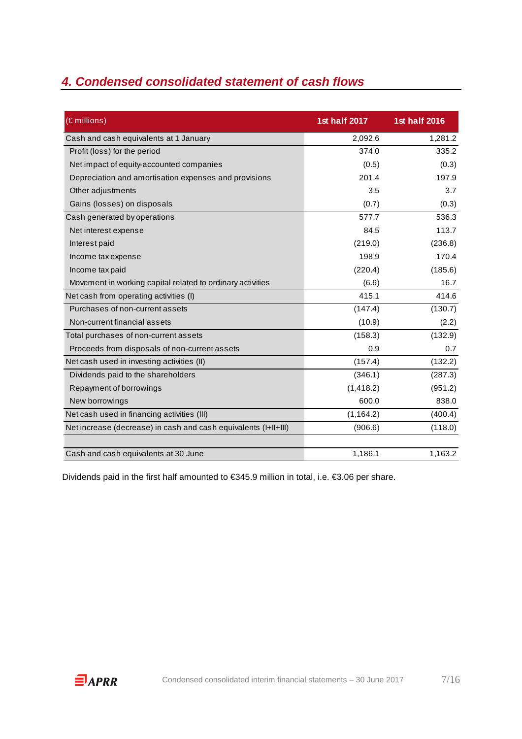## 4. Condensed consolidated statement of cash flows

| (€ millions) | 1st half 2017 | 1st half 2016 |
|---|---|---|
| Cash and cash equivalents at 1 January | 2,092.6 | 1,281.2 |
| Profit (loss) for the period | 374.0 | 335.2 |
| Net impact of equity-accounted companies | (0.5) | (0.3) |
| Depreciation and amortisation expenses and provisions | 201.4 | 197.9 |
| Other adjustments | 3.5 | 3.7 |
| Gains (losses) on disposals | (0.7) | (0.3) |
| Cash generated by operations | 577.7 | 536.3 |
| Net interest expense | 84.5 | 113.7 |
| Interest paid | (219.0) | (236.8) |
| Income tax expense | 198.9 | 170.4 |
| Income tax paid | (220.4) | (185.6) |
| Movement in working capital related to ordinary activities | (6.6) | 16.7 |
| Net cash from operating activities (I) | 415.1 | 414.6 |
| Purchases of non-current assets | (147.4) | (130.7) |
| Non-current financial assets | (10.9) | (2.2) |
| Total purchases of non-current assets | (158.3) | (132.9) |
| Proceeds from disposals of non-current assets | 0.9 | 0.7 |
| Net cash used in investing activities (II) | (157.4) | (132.2) |
| Dividends paid to the shareholders | (346.1) | (287.3) |
| Repayment of borrowings | (1,418.2) | (951.2) |
| New borrowings | 600.0 | 838.0 |
| Net cash used in financing activities (III) | (1,164.2) | (400.4) |
| Net increase (decrease) in cash and cash equivalents (I+II+III) | (906.6) | (118.0) |
| | | |
| Cash and cash equivalents at 30 June | 1,186.1 | 1,163.2 |

Dividends paid in the first half amounted to €345.9 million in total, i.e. €3.06 per share.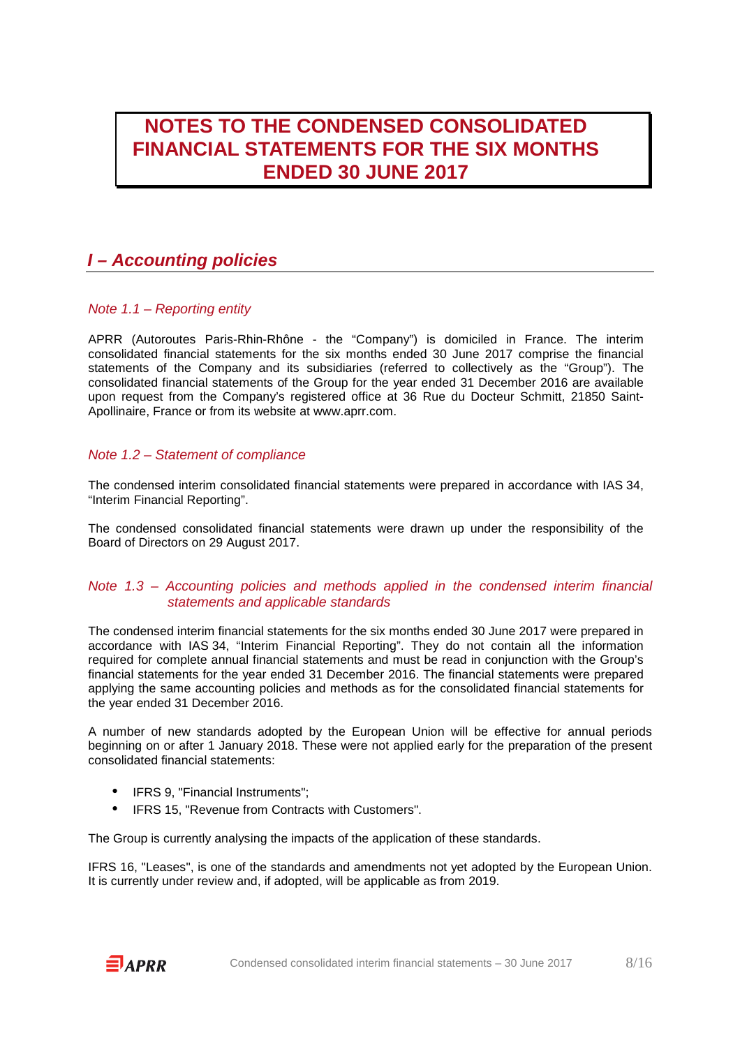# NOTES TO THE CONDENSED CONSOLIDATED FINANCIAL STATEMENTS FOR THE SIX MONTHS ENDED 30 JUNE 2017

## *I – Accounting policies*

### *Note 1.1 – Reporting entity*

APRR (Autoroutes Paris-Rhin-Rhône - the "Company") is domiciled in France. The interim consolidated financial statements for the six months ended 30 June 2017 comprise the financial statements of the Company and its subsidiaries (referred to collectively as the "Group"). The consolidated financial statements of the Group for the year ended 31 December 2016 are available upon request from the Company's registered office at 36 Rue du Docteur Schmitt, 21850 Saint-Apollinaire, France or from its website at www.aprr.com.

### *Note 1.2 – Statement of compliance*

The condensed interim consolidated financial statements were prepared in accordance with IAS 34, "Interim Financial Reporting".

The condensed consolidated financial statements were drawn up under the responsibility of the Board of Directors on 29 August 2017.

### *Note 1.3 – Accounting policies and methods applied in the condensed interim financial statements and applicable standards*

The condensed interim financial statements for the six months ended 30 June 2017 were prepared in accordance with IAS 34, "Interim Financial Reporting". They do not contain all the information required for complete annual financial statements and must be read in conjunction with the Group's financial statements for the year ended 31 December 2016. The financial statements were prepared applying the same accounting policies and methods as for the consolidated financial statements for the year ended 31 December 2016.

A number of new standards adopted by the European Union will be effective for annual periods beginning on or after 1 January 2018. These were not applied early for the preparation of the present consolidated financial statements:

- IFRS 9, "Financial Instruments";
- IFRS 15, "Revenue from Contracts with Customers".

The Group is currently analysing the impacts of the application of these standards.

IFRS 16, "Leases", is one of the standards and amendments not yet adopted by the European Union. It is currently under review and, if adopted, will be applicable as from 2019.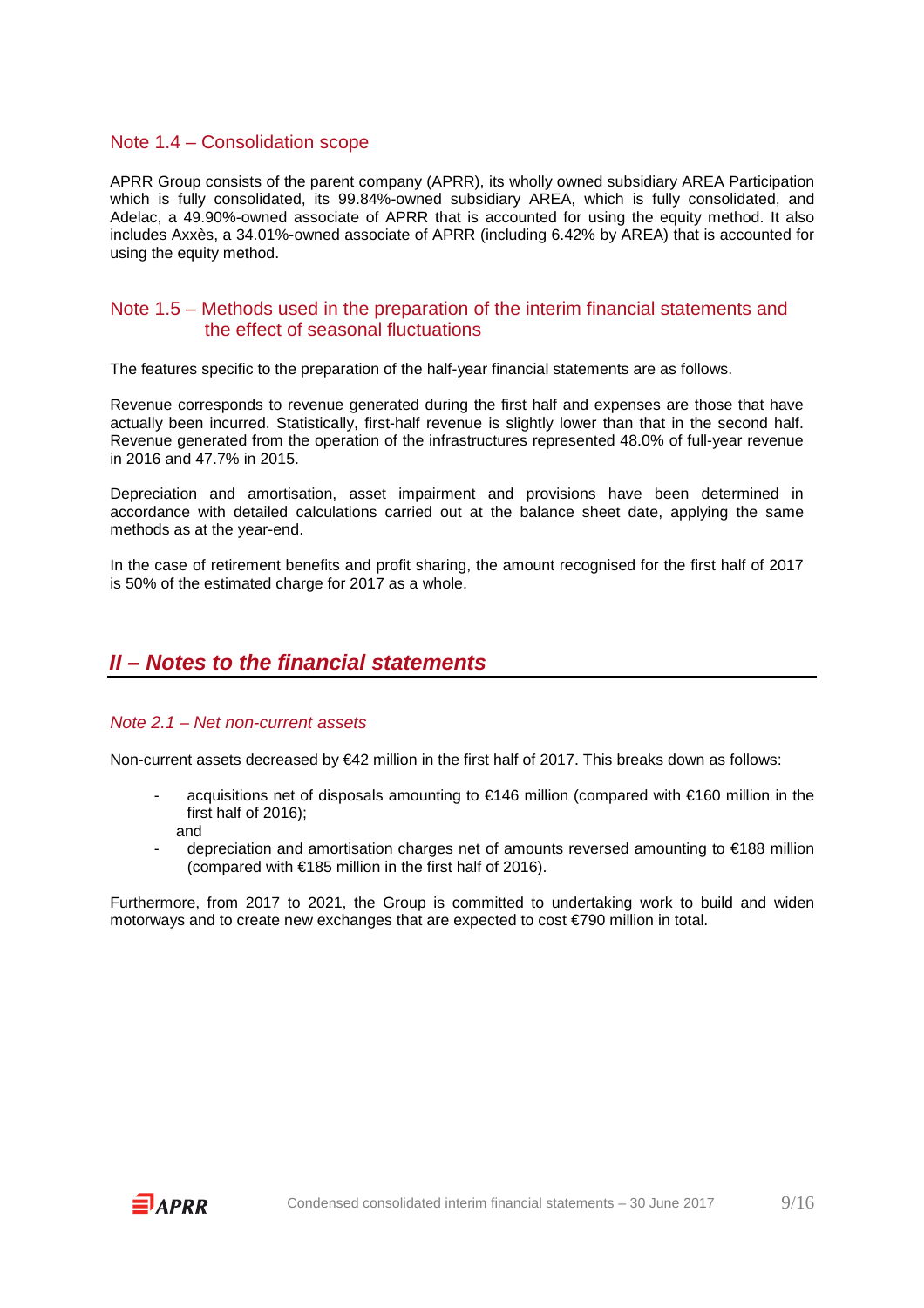### Note 1.4 – Consolidation scope

APRR Group consists of the parent company (APRR), its wholly owned subsidiary AREA Participation which is fully consolidated, its 99.84%-owned subsidiary AREA, which is fully consolidated, and Adelac, a 49.90%-owned associate of APRR that is accounted for using the equity method. It also includes Axxès, a 34.01%-owned associate of APRR (including 6.42% by AREA) that is accounted for using the equity method.

### Note 1.5 – Methods used in the preparation of the interim financial statements and the effect of seasonal fluctuations

The features specific to the preparation of the half-year financial statements are as follows.

Revenue corresponds to revenue generated during the first half and expenses are those that have actually been incurred. Statistically, first-half revenue is slightly lower than that in the second half. Revenue generated from the operation of the infrastructures represented 48.0% of full-year revenue in 2016 and 47.7% in 2015.

Depreciation and amortisation, asset impairment and provisions have been determined in accordance with detailed calculations carried out at the balance sheet date, applying the same methods as at the year-end.

In the case of retirement benefits and profit sharing, the amount recognised for the first half of 2017 is 50% of the estimated charge for 2017 as a whole.

## *II – Notes to the financial statements*

### *Note 2.1 – Net non-current assets*

Non-current assets decreased by €42 million in the first half of 2017. This breaks down as follows:

- acquisitions net of disposals amounting to €146 million (compared with €160 million in the first half of 2016);

  and
- depreciation and amortisation charges net of amounts reversed amounting to €188 million (compared with €185 million in the first half of 2016).

Furthermore, from 2017 to 2021, the Group is committed to undertaking work to build and widen motorways and to create new exchanges that are expected to cost €790 million in total.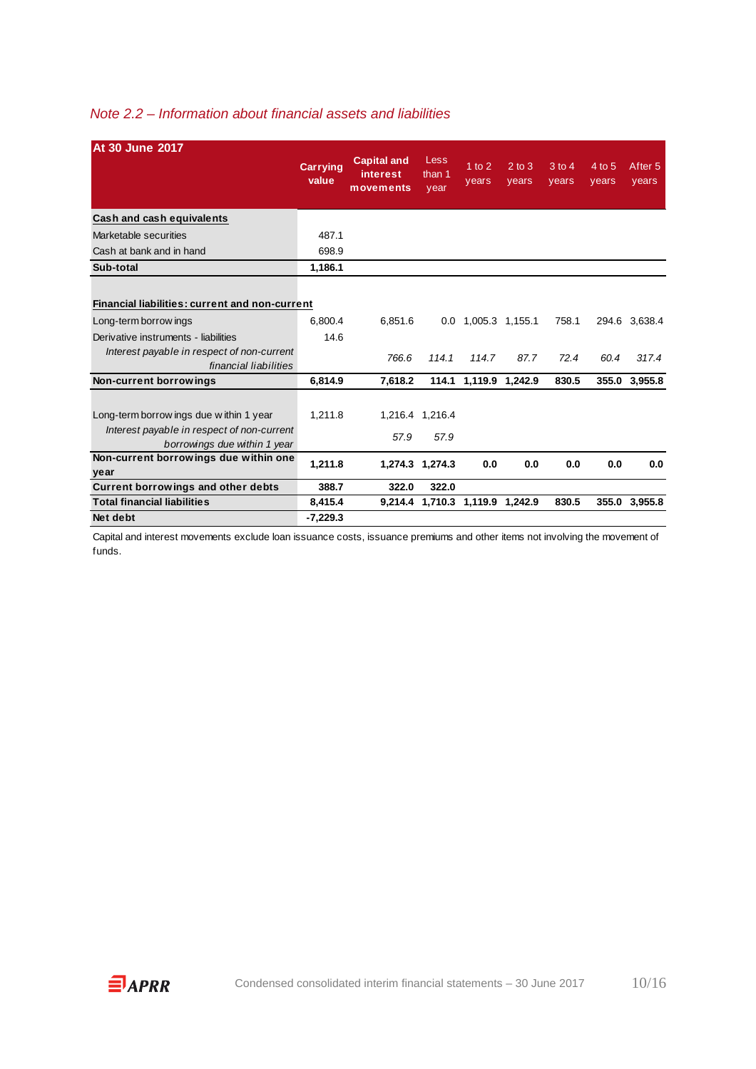*Note 2.2 – Information about financial assets and liabilities*

| At 30 June 2017 | Carrying value | Capital and interest movements | Less than 1 year | 1 to 2 years | 2 to 3 years | 3 to 4 years | 4 to 5 years | After 5 years |
|---|---|---|---|---|---|---|---|---|
| **Cash and cash equivalents** | | | | | | | | |
| Marketable securities | 487.1 | | | | | | | |
| Cash at bank and in hand | 698.9 | | | | | | | |
| **Sub-total** | **1,186.1** | | | | | | | |
| **Financial liabilities: current and non-current** | | | | | | | | |
| Long-term borrowings | 6,800.4 | 6,851.6 | 0.0 | 1,005.3 | 1,155.1 | 758.1 | 294.6 | 3,638.4 |
| Derivative instruments - liabilities | 14.6 | | | | | | | |
| *Interest payable in respect of non-current financial liabilities* | | *766.6* | *114.1* | *114.7* | *87.7* | *72.4* | *60.4* | *317.4* |
| **Non-current borrowings** | **6,814.9** | **7,618.2** | **114.1** | **1,119.9** | **1,242.9** | **830.5** | **355.0** | **3,955.8** |
| Long-term borrowings due within 1 year | 1,211.8 | 1,216.4 | 1,216.4 | | | | | |
| *Interest payable in respect of non-current borrowings due within 1 year* | | *57.9* | *57.9* | | | | | |
| **Non-current borrowings due within one year** | **1,211.8** | **1,274.3** | **1,274.3** | **0.0** | **0.0** | **0.0** | **0.0** | **0.0** |
| **Current borrowings and other debts** | **388.7** | **322.0** | **322.0** | | | | | |
| **Total financial liabilities** | **8,415.4** | **9,214.4** | **1,710.3** | **1,119.9** | **1,242.9** | **830.5** | **355.0** | **3,955.8** |
| **Net debt** | **-7,229.3** | | | | | | | |

Capital and interest movements exclude loan issuance costs, issuance premiums and other items not involving the movement of funds.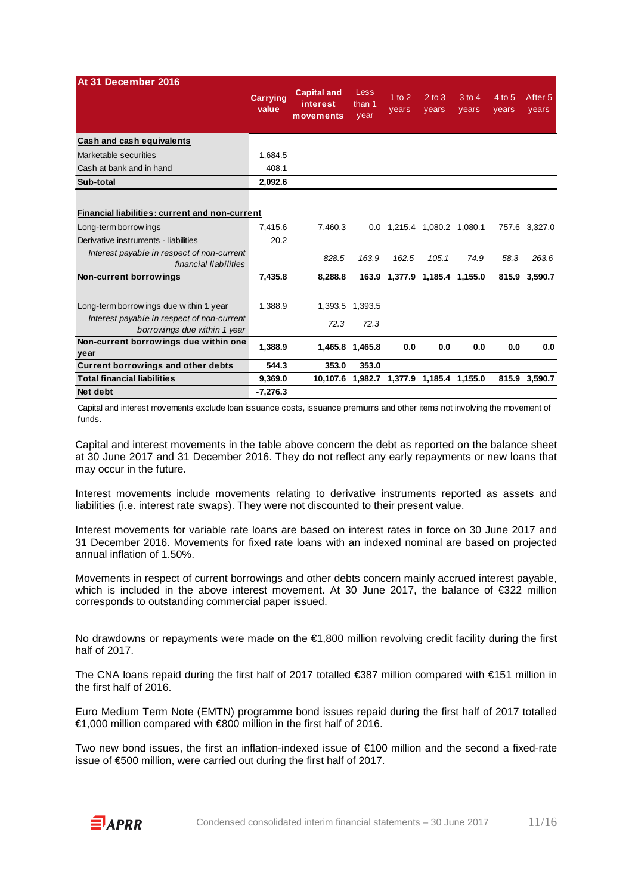| At 31 December 2016 | Carrying value | Capital and interest movements | Less than 1 year | 1 to 2 years | 2 to 3 years | 3 to 4 years | 4 to 5 years | After 5 years |
|---|---|---|---|---|---|---|---|---|
| **Cash and cash equivalents** | | | | | | | | |
| Marketable securities | 1,684.5 | | | | | | | |
| Cash at bank and in hand | 408.1 | | | | | | | |
| **Sub-total** | **2,092.6** | | | | | | | |
| **Financial liabilities: current and non-current** | | | | | | | | |
| Long-term borrowings | 7,415.6 | 7,460.3 | 0.0 | 1,215.4 | 1,080.2 | 1,080.1 | 757.6 | 3,327.0 |
| Derivative instruments - liabilities | 20.2 | | | | | | | |
| *Interest payable in respect of non-current financial liabilities* | | *828.5* | *163.9* | *162.5* | *105.1* | *74.9* | *58.3* | *263.6* |
| **Non-current borrowings** | **7,435.8** | **8,288.8** | **163.9** | **1,377.9** | **1,185.4** | **1,155.0** | **815.9** | **3,590.7** |
| Long-term borrowings due within 1 year | 1,388.9 | 1,393.5 | 1,393.5 | | | | | |
| *Interest payable in respect of non-current borrowings due within 1 year* | | *72.3* | *72.3* | | | | | |
| **Non-current borrowings due within one year** | **1,388.9** | **1,465.8** | **1,465.8** | **0.0** | **0.0** | **0.0** | **0.0** | **0.0** |
| **Current borrowings and other debts** | **544.3** | **353.0** | **353.0** | | | | | |
| **Total financial liabilities** | **9,369.0** | **10,107.6** | **1,982.7** | **1,377.9** | **1,185.4** | **1,155.0** | **815.9** | **3,590.7** |
| **Net debt** | **-7,276.3** | | | | | | | |

Capital and interest movements exclude loan issuance costs, issuance premiums and other items not involving the movement of funds.

Capital and interest movements in the table above concern the debt as reported on the balance sheet at 30 June 2017 and 31 December 2016. They do not reflect any early repayments or new loans that may occur in the future.

Interest movements include movements relating to derivative instruments reported as assets and liabilities (i.e. interest rate swaps). They were not discounted to their present value.

Interest movements for variable rate loans are based on interest rates in force on 30 June 2017 and 31 December 2016. Movements for fixed rate loans with an indexed nominal are based on projected annual inflation of 1.50%.

Movements in respect of current borrowings and other debts concern mainly accrued interest payable, which is included in the above interest movement. At 30 June 2017, the balance of €322 million corresponds to outstanding commercial paper issued.

No drawdowns or repayments were made on the €1,800 million revolving credit facility during the first half of 2017.

The CNA loans repaid during the first half of 2017 totalled €387 million compared with €151 million in the first half of 2016.

Euro Medium Term Note (EMTN) programme bond issues repaid during the first half of 2017 totalled €1,000 million compared with €800 million in the first half of 2016.

Two new bond issues, the first an inflation-indexed issue of €100 million and the second a fixed-rate issue of €500 million, were carried out during the first half of 2017.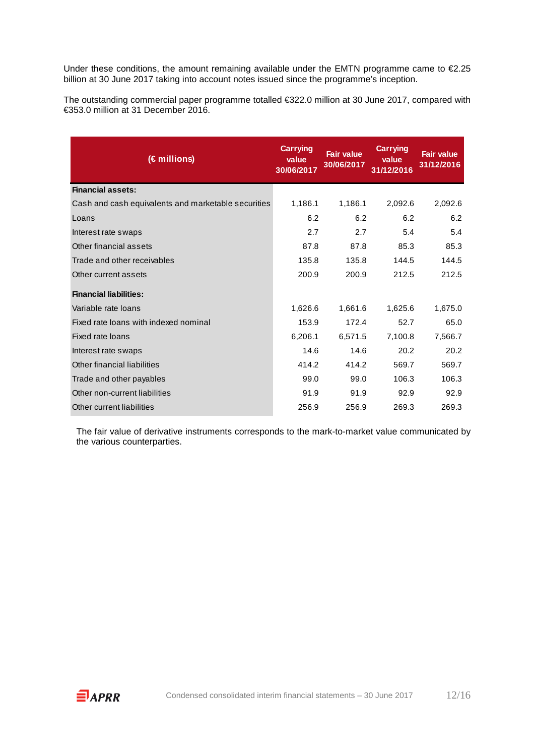Under these conditions, the amount remaining available under the EMTN programme came to €2.25 billion at 30 June 2017 taking into account notes issued since the programme's inception.

The outstanding commercial paper programme totalled €322.0 million at 30 June 2017, compared with €353.0 million at 31 December 2016.

| (€ millions) | Carrying value 30/06/2017 | Fair value 30/06/2017 | Carrying value 31/12/2016 | Fair value 31/12/2016 |
|---|---|---|---|---|
| **Financial assets:** | | | | |
| Cash and cash equivalents and marketable securities | 1,186.1 | 1,186.1 | 2,092.6 | 2,092.6 |
| Loans | 6.2 | 6.2 | 6.2 | 6.2 |
| Interest rate swaps | 2.7 | 2.7 | 5.4 | 5.4 |
| Other financial assets | 87.8 | 87.8 | 85.3 | 85.3 |
| Trade and other receivables | 135.8 | 135.8 | 144.5 | 144.5 |
| Other current assets | 200.9 | 200.9 | 212.5 | 212.5 |
| **Financial liabilities:** | | | | |
| Variable rate loans | 1,626.6 | 1,661.6 | 1,625.6 | 1,675.0 |
| Fixed rate loans with indexed nominal | 153.9 | 172.4 | 52.7 | 65.0 |
| Fixed rate loans | 6,206.1 | 6,571.5 | 7,100.8 | 7,566.7 |
| Interest rate swaps | 14.6 | 14.6 | 20.2 | 20.2 |
| Other financial liabilities | 414.2 | 414.2 | 569.7 | 569.7 |
| Trade and other payables | 99.0 | 99.0 | 106.3 | 106.3 |
| Other non-current liabilities | 91.9 | 91.9 | 92.9 | 92.9 |
| Other current liabilities | 256.9 | 256.9 | 269.3 | 269.3 |

The fair value of derivative instruments corresponds to the mark-to-market value communicated by the various counterparties.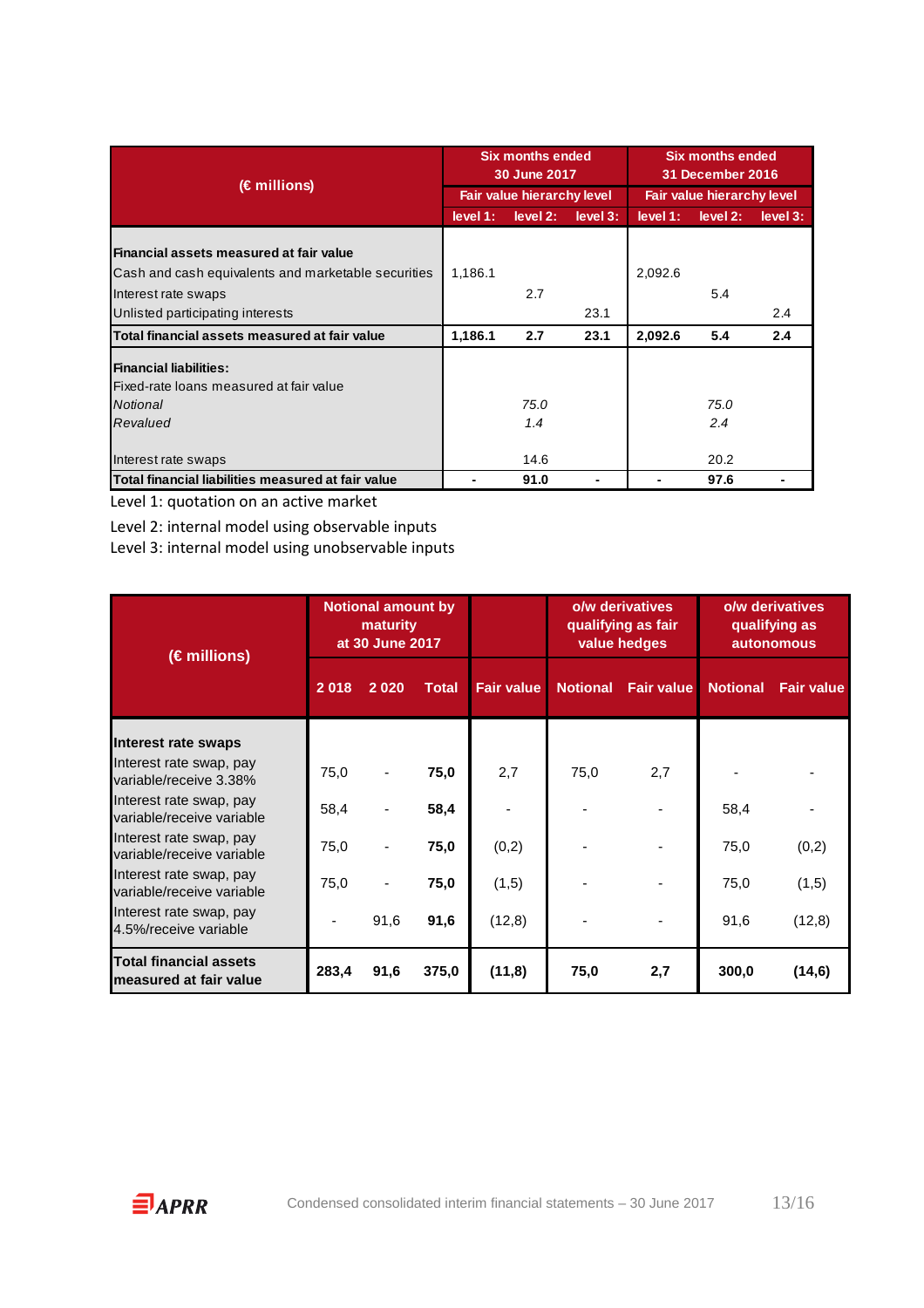| (€ millions) | Six months ended 30 June 2017 | | | Six months ended 31 December 2016 | | |
|---|---|---|---|---|---|---|
| | Fair value hierarchy level | | | Fair value hierarchy level | | |
| | level 1: | level 2: | level 3: | level 1: | level 2: | level 3: |
| **Financial assets measured at fair value** | | | | | | |
| Cash and cash equivalents and marketable securities | 1,186.1 | | | 2,092.6 | | |
| Interest rate swaps | | 2.7 | | | 5.4 | |
| Unlisted participating interests | | | 23.1 | | | 2.4 |
| **Total financial assets measured at fair value** | **1,186.1** | **2.7** | **23.1** | **2,092.6** | **5.4** | **2.4** |
| **Financial liabilities:** | | | | | | |
| Fixed-rate loans measured at fair value | | | | | | |
| *Notional* | | *75.0* | | | *75.0* | |
| *Revalued* | | *1.4* | | | *2.4* | |
| Interest rate swaps | | 14.6 | | | 20.2 | |
| **Total financial liabilities measured at fair value** | **-** | **91.0** | **-** | **-** | **97.6** | **-** |

Level 1: quotation on an active market

Level 2: internal model using observable inputs

Level 3: internal model using unobservable inputs

| (€ millions) | Notional amount by maturity at 30 June 2017 | | | | o/w derivatives qualifying as fair value hedges | | o/w derivatives qualifying as autonomous | |
|---|---|---|---|---|---|---|---|---|
| | 2 018 | 2 020 | Total | Fair value | Notional | Fair value | Notional | Fair value |
| **Interest rate swaps** | | | | | | | | |
| Interest rate swap, pay variable/receive 3.38% | 75,0 | - | **75,0** | 2,7 | 75,0 | 2,7 | - | - |
| Interest rate swap, pay variable/receive variable | 58,4 | - | **58,4** | - | - | - | 58,4 | - |
| Interest rate swap, pay variable/receive variable | 75,0 | - | **75,0** | (0,2) | - | - | 75,0 | (0,2) |
| Interest rate swap, pay variable/receive variable | 75,0 | - | **75,0** | (1,5) | - | - | 75,0 | (1,5) |
| Interest rate swap, pay 4.5%/receive variable | - | 91,6 | **91,6** | (12,8) | - | - | 91,6 | (12,8) |
| **Total financial assets measured at fair value** | **283,4** | **91,6** | **375,0** | **(11,8)** | **75,0** | **2,7** | **300,0** | **(14,6)** |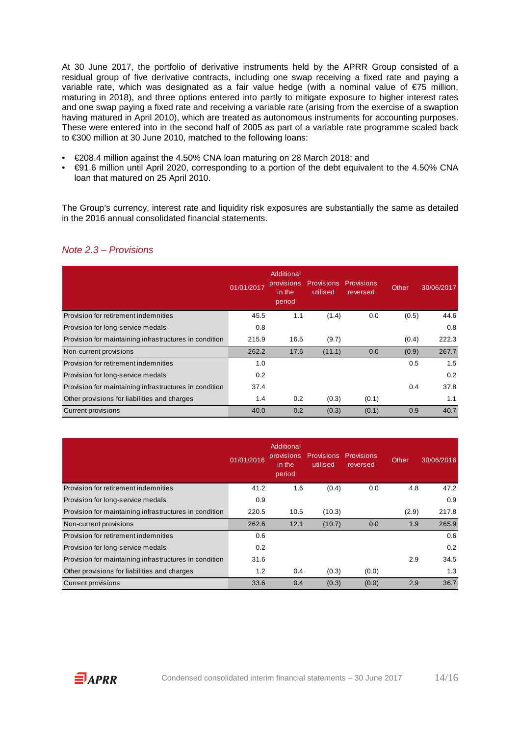At 30 June 2017, the portfolio of derivative instruments held by the APRR Group consisted of a residual group of five derivative contracts, including one swap receiving a fixed rate and paying a variable rate, which was designated as a fair value hedge (with a nominal value of €75 million, maturing in 2018), and three options entered into partly to mitigate exposure to higher interest rates and one swap paying a fixed rate and receiving a variable rate (arising from the exercise of a swaption having matured in April 2010), which are treated as autonomous instruments for accounting purposes. These were entered into in the second half of 2005 as part of a variable rate programme scaled back to €300 million at 30 June 2010, matched to the following loans:

- €208.4 million against the 4.50% CNA loan maturing on 28 March 2018; and
- €91.6 million until April 2020, corresponding to a portion of the debt equivalent to the 4.50% CNA loan that matured on 25 April 2010.

The Group's currency, interest rate and liquidity risk exposures are substantially the same as detailed in the 2016 annual consolidated financial statements.

## *Note 2.3 – Provisions*

| | 01/01/2017 | Additional provisions in the period | Provisions utilised | Provisions reversed | Other | 30/06/2017 |
|---|---|---|---|---|---|---|
| Provision for retirement indemnities | 45.5 | 1.1 | (1.4) | 0.0 | (0.5) | 44.6 |
| Provision for long-service medals | 0.8 | | | | | 0.8 |
| Provision for maintaining infrastructures in condition | 215.9 | 16.5 | (9.7) | | (0.4) | 222.3 |
| Non-current provisions | 262.2 | 17.6 | (11.1) | 0.0 | (0.9) | 267.7 |
| Provision for retirement indemnities | 1.0 | | | | 0.5 | 1.5 |
| Provision for long-service medals | 0.2 | | | | | 0.2 |
| Provision for maintaining infrastructures in condition | 37.4 | | | | 0.4 | 37.8 |
| Other provisions for liabilities and charges | 1.4 | 0.2 | (0.3) | (0.1) | | 1.1 |
| Current provisions | 40.0 | 0.2 | (0.3) | (0.1) | 0.9 | 40.7 |

| | 01/01/2016 | Additional provisions in the period | Provisions utilised | Provisions reversed | Other | 30/06/2016 |
|---|---|---|---|---|---|---|
| Provision for retirement indemnities | 41.2 | 1.6 | (0.4) | 0.0 | 4.8 | 47.2 |
| Provision for long-service medals | 0.9 | | | | | 0.9 |
| Provision for maintaining infrastructures in condition | 220.5 | 10.5 | (10.3) | | (2.9) | 217.8 |
| Non-current provisions | 262.6 | 12.1 | (10.7) | 0.0 | 1.9 | 265.9 |
| Provision for retirement indemnities | 0.6 | | | | | 0.6 |
| Provision for long-service medals | 0.2 | | | | | 0.2 |
| Provision for maintaining infrastructures in condition | 31.6 | | | | 2.9 | 34.5 |
| Other provisions for liabilities and charges | 1.2 | 0.4 | (0.3) | (0.0) | | 1.3 |
| Current provisions | 33.6 | 0.4 | (0.3) | (0.0) | 2.9 | 36.7 |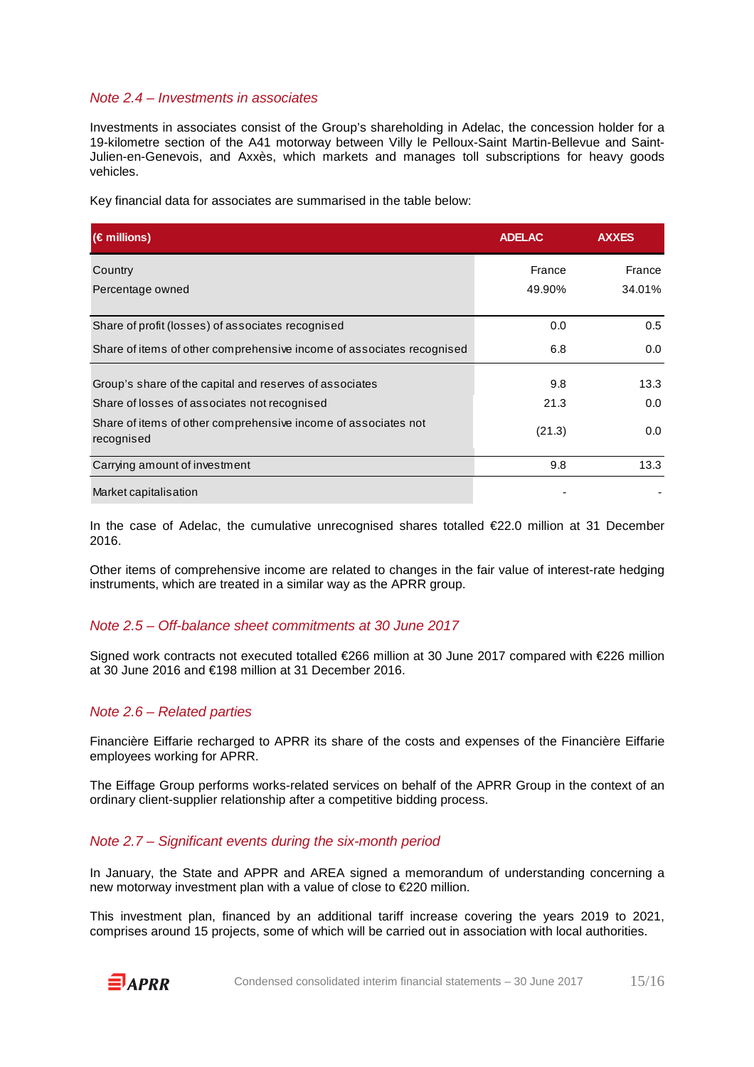### *Note 2.4 – Investments in associates*

Investments in associates consist of the Group's shareholding in Adelac, the concession holder for a 19-kilometre section of the A41 motorway between Villy le Pelloux-Saint Martin-Bellevue and Saint-Julien-en-Genevois, and Axxès, which markets and manages toll subscriptions for heavy goods vehicles.

Key financial data for associates are summarised in the table below:

| (€ millions) | ADELAC | AXXES |
|---|---|---|
| Country | France | France |
| Percentage owned | 49.90% | 34.01% |
| Share of profit (losses) of associates recognised | 0.0 | 0.5 |
| Share of items of other comprehensive income of associates recognised | 6.8 | 0.0 |
| Group's share of the capital and reserves of associates | 9.8 | 13.3 |
| Share of losses of associates not recognised | 21.3 | 0.0 |
| Share of items of other comprehensive income of associates not recognised | (21.3) | 0.0 |
| Carrying amount of investment | 9.8 | 13.3 |
| Market capitalisation | - | - |

In the case of Adelac, the cumulative unrecognised shares totalled €22.0 million at 31 December 2016.

Other items of comprehensive income are related to changes in the fair value of interest-rate hedging instruments, which are treated in a similar way as the APRR group.

### *Note 2.5 – Off-balance sheet commitments at 30 June 2017*

Signed work contracts not executed totalled €266 million at 30 June 2017 compared with €226 million at 30 June 2016 and €198 million at 31 December 2016.

### *Note 2.6 – Related parties*

Financière Eiffarie recharged to APRR its share of the costs and expenses of the Financière Eiffarie employees working for APRR.

The Eiffage Group performs works-related services on behalf of the APRR Group in the context of an ordinary client-supplier relationship after a competitive bidding process.

### *Note 2.7 – Significant events during the six-month period*

In January, the State and APRR and AREA signed a memorandum of understanding concerning a new motorway investment plan with a value of close to €220 million.

This investment plan, financed by an additional tariff increase covering the years 2019 to 2021, comprises around 15 projects, some of which will be carried out in association with local authorities.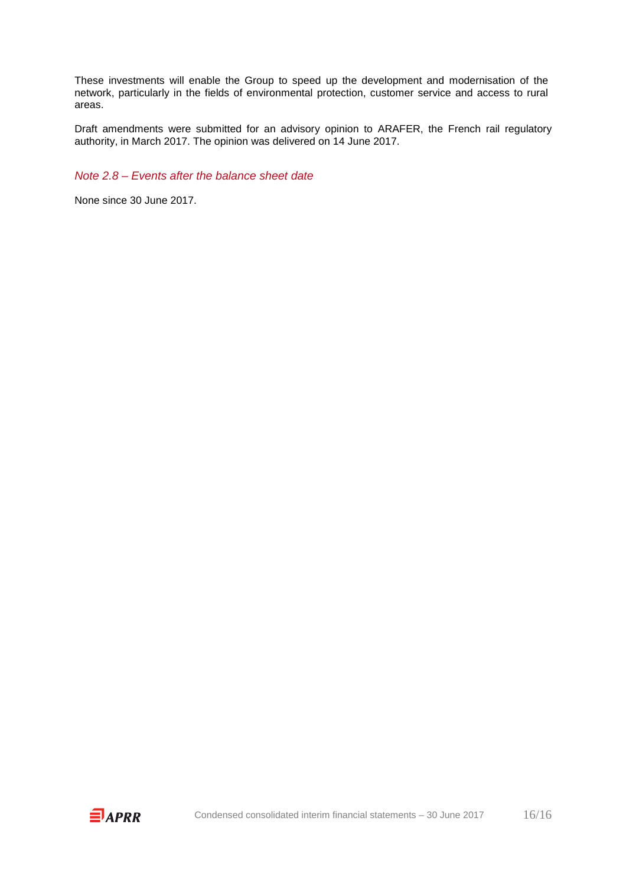These investments will enable the Group to speed up the development and modernisation of the network, particularly in the fields of environmental protection, customer service and access to rural areas.

Draft amendments were submitted for an advisory opinion to ARAFER, the French rail regulatory authority, in March 2017. The opinion was delivered on 14 June 2017.

### *Note 2.8 – Events after the balance sheet date*

None since 30 June 2017.